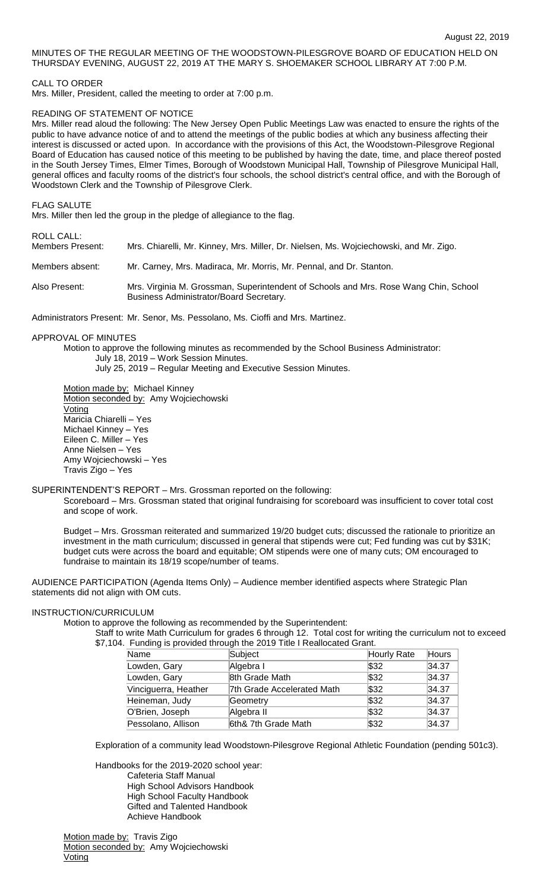August 22, 2019

MINUTES OF THE REGULAR MEETING OF THE WOODSTOWN-PILESGROVE BOARD OF EDUCATION HELD ON THURSDAY EVENING, AUGUST 22, 2019 AT THE MARY S. SHOEMAKER SCHOOL LIBRARY AT 7:00 P.M.

CALL TO ORDER

Mrs. Miller, President, called the meeting to order at 7:00 p.m.

READING OF STATEMENT OF NOTICE

Mrs. Miller read aloud the following: The New Jersey Open Public Meetings Law was enacted to ensure the rights of the public to have advance notice of and to attend the meetings of the public bodies at which any business affecting their interest is discussed or acted upon. In accordance with the provisions of this Act, the Woodstown-Pilesgrove Regional Board of Education has caused notice of this meeting to be published by having the date, time, and place thereof posted in the South Jersey Times, Elmer Times, Borough of Woodstown Municipal Hall, Township of Pilesgrove Municipal Hall, general offices and faculty rooms of the district's four schools, the school district's central office, and with the Borough of Woodstown Clerk and the Township of Pilesgrove Clerk.

FLAG SALUTE

Mrs. Miller then led the group in the pledge of allegiance to the flag.

ROLL CALL:

Members Present: Mrs. Chiarelli, Mr. Kinney, Mrs. Miller, Dr. Nielsen, Ms. Wojciechowski, and Mr. Zigo.

Members absent: Mr. Carney, Mrs. Madiraca, Mr. Morris, Mr. Pennal, and Dr. Stanton.

Also Present: Mrs. Virginia M. Grossman, Superintendent of Schools and Mrs. Rose Wang Chin, School Business Administrator/Board Secretary.

Administrators Present: Mr. Senor, Ms. Pessolano, Ms. Cioffi and Mrs. Martinez.

APPROVAL OF MINUTES

Motion to approve the following minutes as recommended by the School Business Administrator:
- July 18, 2019 – Work Session Minutes.
- July 25, 2019 – Regular Meeting and Executive Session Minutes.

Motion made by: Michael Kinney
Motion seconded by: Amy Wojciechowski
Voting
Maricia Chiarelli – Yes
Michael Kinney – Yes
Eileen C. Miller – Yes
Anne Nielsen – Yes
Amy Wojciechowski – Yes
Travis Zigo – Yes

SUPERINTENDENT'S REPORT – Mrs. Grossman reported on the following:

Scoreboard – Mrs. Grossman stated that original fundraising for scoreboard was insufficient to cover total cost and scope of work.

Budget – Mrs. Grossman reiterated and summarized 19/20 budget cuts; discussed the rationale to prioritize an investment in the math curriculum; discussed in general that stipends were cut; Fed funding was cut by $31K; budget cuts were across the board and equitable; OM stipends were one of many cuts; OM encouraged to fundraise to maintain its 18/19 scope/number of teams.

AUDIENCE PARTICIPATION (Agenda Items Only) – Audience member identified aspects where Strategic Plan statements did not align with OM cuts.

INSTRUCTION/CURRICULUM

Motion to approve the following as recommended by the Superintendent:

Staff to write Math Curriculum for grades 6 through 12. Total cost for writing the curriculum not to exceed $7,104. Funding is provided through the 2019 Title I Reallocated Grant.

| Name | Subject | Hourly Rate | Hours |
|---|---|---|---|
| Lowden, Gary | Algebra I | $32 | 34.37 |
| Lowden, Gary | 8th Grade Math | $32 | 34.37 |
| Vinciguerra, Heather | 7th Grade Accelerated Math | $32 | 34.37 |
| Heineman, Judy | Geometry | $32 | 34.37 |
| O'Brien, Joseph | Algebra II | $32 | 34.37 |
| Pessolano, Allison | 6th& 7th Grade Math | $32 | 34.37 |

Exploration of a community lead Woodstown-Pilesgrove Regional Athletic Foundation (pending 501c3).

Handbooks for the 2019-2020 school year:
- Cafeteria Staff Manual
- High School Advisors Handbook
- High School Faculty Handbook
- Gifted and Talented Handbook
- Achieve Handbook

Motion made by: Travis Zigo
Motion seconded by: Amy Wojciechowski
Voting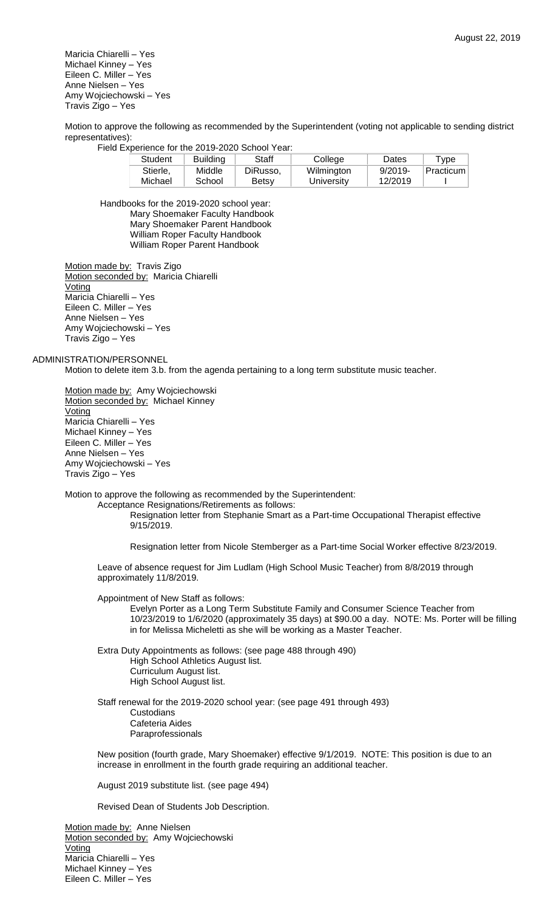Maricia Chiarelli – Yes
Michael Kinney – Yes
Eileen C. Miller – Yes
Anne Nielsen – Yes
Amy Wojciechowski – Yes
Travis Zigo – Yes

Motion to approve the following as recommended by the Superintendent (voting not applicable to sending district representatives):

Field Experience for the 2019-2020 School Year:

| Student | Building | Staff | College | Dates | Type |
|---|---|---|---|---|---|
| Stierle, Michael | Middle School | DiRusso, Betsy | Wilmington University | 9/2019-12/2019 | Practicum I |

Handbooks for the 2019-2020 school year:
- Mary Shoemaker Faculty Handbook
- Mary Shoemaker Parent Handbook
- William Roper Faculty Handbook
- William Roper Parent Handbook

Motion made by: Travis Zigo
Motion seconded by: Maricia Chiarelli
Voting
Maricia Chiarelli – Yes
Eileen C. Miller – Yes
Anne Nielsen – Yes
Amy Wojciechowski – Yes
Travis Zigo – Yes

## ADMINISTRATION/PERSONNEL

Motion to delete item 3.b. from the agenda pertaining to a long term substitute music teacher.

Motion made by: Amy Wojciechowski
Motion seconded by: Michael Kinney
Voting
Maricia Chiarelli – Yes
Michael Kinney – Yes
Eileen C. Miller – Yes
Anne Nielsen – Yes
Amy Wojciechowski – Yes
Travis Zigo – Yes

Motion to approve the following as recommended by the Superintendent:

Acceptance Resignations/Retirements as follows:

Resignation letter from Stephanie Smart as a Part-time Occupational Therapist effective 9/15/2019.

Resignation letter from Nicole Stemberger as a Part-time Social Worker effective 8/23/2019.

Leave of absence request for Jim Ludlam (High School Music Teacher) from 8/8/2019 through approximately 11/8/2019.

Appointment of New Staff as follows:

Evelyn Porter as a Long Term Substitute Family and Consumer Science Teacher from 10/23/2019 to 1/6/2020 (approximately 35 days) at $90.00 a day. NOTE: Ms. Porter will be filling in for Melissa Micheletti as she will be working as a Master Teacher.

Extra Duty Appointments as follows: (see page 488 through 490)
- High School Athletics August list.
- Curriculum August list.
- High School August list.

Staff renewal for the 2019-2020 school year: (see page 491 through 493)
- Custodians
- Cafeteria Aides
- Paraprofessionals

New position (fourth grade, Mary Shoemaker) effective 9/1/2019. NOTE: This position is due to an increase in enrollment in the fourth grade requiring an additional teacher.

August 2019 substitute list. (see page 494)

Revised Dean of Students Job Description.

Motion made by: Anne Nielsen
Motion seconded by: Amy Wojciechowski
Voting
Maricia Chiarelli – Yes
Michael Kinney – Yes
Eileen C. Miller – Yes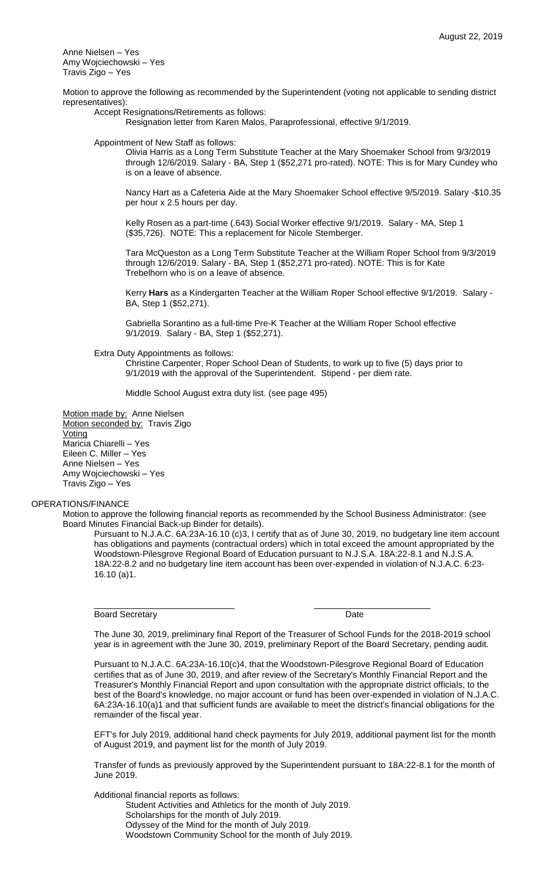Anne Nielsen – Yes
Amy Wojciechowski – Yes
Travis Zigo – Yes

Motion to approve the following as recommended by the Superintendent (voting not applicable to sending district representatives):

Accept Resignations/Retirements as follows:

Resignation letter from Karen Malos, Paraprofessional, effective 9/1/2019.

Appointment of New Staff as follows:

Olivia Harris as a Long Term Substitute Teacher at the Mary Shoemaker School from 9/3/2019 through 12/6/2019. Salary - BA, Step 1 ($52,271 pro-rated). NOTE: This is for Mary Cundey who is on a leave of absence.

Nancy Hart as a Cafeteria Aide at the Mary Shoemaker School effective 9/5/2019. Salary -$10.35 per hour x 2.5 hours per day.

Kelly Rosen as a part-time (.643) Social Worker effective 9/1/2019. Salary - MA, Step 1 ($35,726). NOTE: This a replacement for Nicole Stemberger.

Tara McQueston as a Long Term Substitute Teacher at the William Roper School from 9/3/2019 through 12/6/2019. Salary - BA, Step 1 ($52,271 pro-rated). NOTE: This is for Kate Trebelhorn who is on a leave of absence.

Kerry **Hars** as a Kindergarten Teacher at the William Roper School effective 9/1/2019. Salary - BA, Step 1 ($52,271).

Gabriella Sorantino as a full-time Pre-K Teacher at the William Roper School effective 9/1/2019. Salary - BA, Step 1 ($52,271).

Extra Duty Appointments as follows:

Christine Carpenter, Roper School Dean of Students, to work up to five (5) days prior to 9/1/2019 with the approval of the Superintendent. Stipend - per diem rate.

Middle School August extra duty list. (see page 495)

Motion made by: Anne Nielsen
Motion seconded by: Travis Zigo
Voting
Maricia Chiarelli – Yes
Eileen C. Miller – Yes
Anne Nielsen – Yes
Amy Wojciechowski – Yes
Travis Zigo – Yes

OPERATIONS/FINANCE

Motion to approve the following financial reports as recommended by the School Business Administrator: (see Board Minutes Financial Back-up Binder for details).

Pursuant to N.J.A.C. 6A:23A-16.10 (c)3, I certify that as of June 30, 2019, no budgetary line item account has obligations and payments (contractual orders) which in total exceed the amount appropriated by the Woodstown-Pilesgrove Regional Board of Education pursuant to N.J.S.A. 18A:22-8.1 and N.J.S.A. 18A:22-8.2 and no budgetary line item account has been over-expended in violation of N.J.A.C. 6:23-16.10 (a)1.

\_\_\_\_\_\_\_\_\_\_\_\_\_\_\_\_\_\_\_\_\_\_\_\_\_\_\_\_\_\_ \_\_\_\_\_\_\_\_\_\_\_\_\_\_\_\_\_\_\_\_\_\_\_\_\_\_\_\_
Board Secretary Date

The June 30, 2019, preliminary final Report of the Treasurer of School Funds for the 2018-2019 school year is in agreement with the June 30, 2019, preliminary Report of the Board Secretary, pending audit.

Pursuant to N.J.A.C. 6A:23A-16.10(c)4, that the Woodstown-Pilesgrove Regional Board of Education certifies that as of June 30, 2019, and after review of the Secretary's Monthly Financial Report and the Treasurer's Monthly Financial Report and upon consultation with the appropriate district officials, to the best of the Board's knowledge, no major account or fund has been over-expended in violation of N.J.A.C. 6A:23A-16.10(a)1 and that sufficient funds are available to meet the district's financial obligations for the remainder of the fiscal year.

EFT's for July 2019, additional hand check payments for July 2019, additional payment list for the month of August 2019, and payment list for the month of July 2019.

Transfer of funds as previously approved by the Superintendent pursuant to 18A:22-8.1 for the month of June 2019.

Additional financial reports as follows:

Student Activities and Athletics for the month of July 2019.
Scholarships for the month of July 2019.
Odyssey of the Mind for the month of July 2019.
Woodstown Community School for the month of July 2019.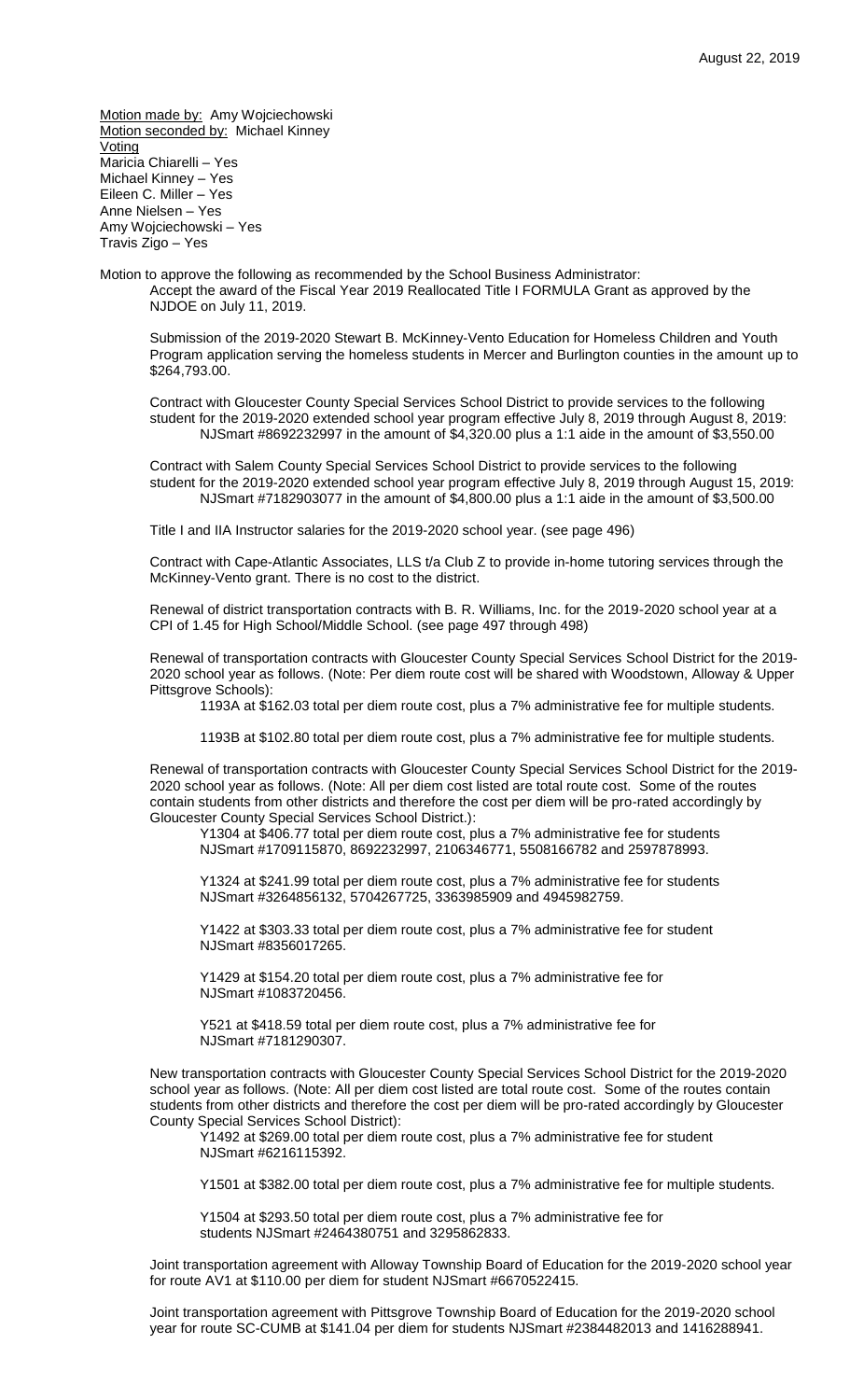Motion made by: Amy Wojciechowski
Motion seconded by: Michael Kinney
Voting
Maricia Chiarelli – Yes
Michael Kinney – Yes
Eileen C. Miller – Yes
Anne Nielsen – Yes
Amy Wojciechowski – Yes
Travis Zigo – Yes

Motion to approve the following as recommended by the School Business Administrator:

Accept the award of the Fiscal Year 2019 Reallocated Title I FORMULA Grant as approved by the NJDOE on July 11, 2019.

Submission of the 2019-2020 Stewart B. McKinney-Vento Education for Homeless Children and Youth Program application serving the homeless students in Mercer and Burlington counties in the amount up to $264,793.00.

Contract with Gloucester County Special Services School District to provide services to the following student for the 2019-2020 extended school year program effective July 8, 2019 through August 8, 2019:
NJSmart #8692232997 in the amount of $4,320.00 plus a 1:1 aide in the amount of $3,550.00

Contract with Salem County Special Services School District to provide services to the following student for the 2019-2020 extended school year program effective July 8, 2019 through August 15, 2019:
NJSmart #7182903077 in the amount of $4,800.00 plus a 1:1 aide in the amount of $3,500.00

Title I and IIA Instructor salaries for the 2019-2020 school year. (see page 496)

Contract with Cape-Atlantic Associates, LLS t/a Club Z to provide in-home tutoring services through the McKinney-Vento grant. There is no cost to the district.

Renewal of district transportation contracts with B. R. Williams, Inc. for the 2019-2020 school year at a CPI of 1.45 for High School/Middle School. (see page 497 through 498)

Renewal of transportation contracts with Gloucester County Special Services School District for the 2019-2020 school year as follows. (Note: Per diem route cost will be shared with Woodstown, Alloway & Upper Pittsgrove Schools):

1193A at $162.03 total per diem route cost, plus a 7% administrative fee for multiple students.

1193B at $102.80 total per diem route cost, plus a 7% administrative fee for multiple students.

Renewal of transportation contracts with Gloucester County Special Services School District for the 2019-2020 school year as follows. (Note: All per diem cost listed are total route cost. Some of the routes contain students from other districts and therefore the cost per diem will be pro-rated accordingly by Gloucester County Special Services School District.):

Y1304 at $406.77 total per diem route cost, plus a 7% administrative fee for students NJSmart #1709115870, 8692232997, 2106346771, 5508166782 and 2597878993.

Y1324 at $241.99 total per diem route cost, plus a 7% administrative fee for students NJSmart #3264856132, 5704267725, 3363985909 and 4945982759.

Y1422 at $303.33 total per diem route cost, plus a 7% administrative fee for student NJSmart #8356017265.

Y1429 at $154.20 total per diem route cost, plus a 7% administrative fee for NJSmart #1083720456.

Y521 at $418.59 total per diem route cost, plus a 7% administrative fee for NJSmart #7181290307.

New transportation contracts with Gloucester County Special Services School District for the 2019-2020 school year as follows. (Note: All per diem cost listed are total route cost. Some of the routes contain students from other districts and therefore the cost per diem will be pro-rated accordingly by Gloucester County Special Services School District):

Y1492 at $269.00 total per diem route cost, plus a 7% administrative fee for student NJSmart #6216115392.

Y1501 at $382.00 total per diem route cost, plus a 7% administrative fee for multiple students.

Y1504 at $293.50 total per diem route cost, plus a 7% administrative fee for students NJSmart #2464380751 and 3295862833.

Joint transportation agreement with Alloway Township Board of Education for the 2019-2020 school year for route AV1 at $110.00 per diem for student NJSmart #6670522415.

Joint transportation agreement with Pittsgrove Township Board of Education for the 2019-2020 school year for route SC-CUMB at $141.04 per diem for students NJSmart #2384482013 and 1416288941.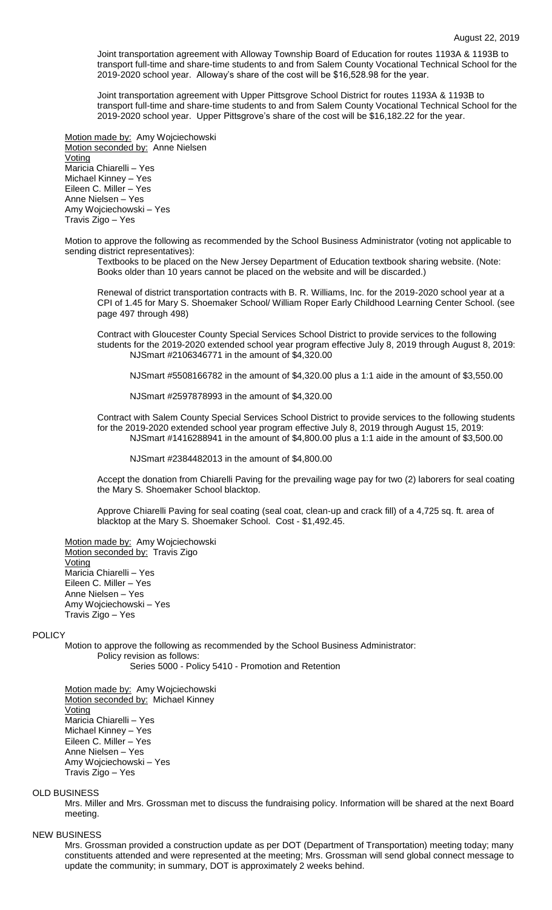Joint transportation agreement with Alloway Township Board of Education for routes 1193A & 1193B to transport full-time and share-time students to and from Salem County Vocational Technical School for the 2019-2020 school year. Alloway's share of the cost will be $16,528.98 for the year.

Joint transportation agreement with Upper Pittsgrove School District for routes 1193A & 1193B to transport full-time and share-time students to and from Salem County Vocational Technical School for the 2019-2020 school year. Upper Pittsgrove's share of the cost will be $16,182.22 for the year.

Motion made by: Amy Wojciechowski
Motion seconded by: Anne Nielsen
Voting
Maricia Chiarelli – Yes
Michael Kinney – Yes
Eileen C. Miller – Yes
Anne Nielsen – Yes
Amy Wojciechowski – Yes
Travis Zigo – Yes

Motion to approve the following as recommended by the School Business Administrator (voting not applicable to sending district representatives):

Textbooks to be placed on the New Jersey Department of Education textbook sharing website. (Note: Books older than 10 years cannot be placed on the website and will be discarded.)

Renewal of district transportation contracts with B. R. Williams, Inc. for the 2019-2020 school year at a CPI of 1.45 for Mary S. Shoemaker School/ William Roper Early Childhood Learning Center School. (see page 497 through 498)

Contract with Gloucester County Special Services School District to provide services to the following students for the 2019-2020 extended school year program effective July 8, 2019 through August 8, 2019:

NJSmart #2106346771 in the amount of $4,320.00

NJSmart #5508166782 in the amount of $4,320.00 plus a 1:1 aide in the amount of $3,550.00

NJSmart #2597878993 in the amount of $4,320.00

Contract with Salem County Special Services School District to provide services to the following students for the 2019-2020 extended school year program effective July 8, 2019 through August 15, 2019:

NJSmart #1416288941 in the amount of $4,800.00 plus a 1:1 aide in the amount of $3,500.00

NJSmart #2384482013 in the amount of $4,800.00

Accept the donation from Chiarelli Paving for the prevailing wage pay for two (2) laborers for seal coating the Mary S. Shoemaker School blacktop.

Approve Chiarelli Paving for seal coating (seal coat, clean-up and crack fill) of a 4,725 sq. ft. area of blacktop at the Mary S. Shoemaker School. Cost - $1,492.45.

Motion made by: Amy Wojciechowski
Motion seconded by: Travis Zigo
Voting
Maricia Chiarelli – Yes
Eileen C. Miller – Yes
Anne Nielsen – Yes
Amy Wojciechowski – Yes
Travis Zigo – Yes

## POLICY

Motion to approve the following as recommended by the School Business Administrator:

Policy revision as follows:

Series 5000 - Policy 5410 - Promotion and Retention

Motion made by: Amy Wojciechowski
Motion seconded by: Michael Kinney
Voting
Maricia Chiarelli – Yes
Michael Kinney – Yes
Eileen C. Miller – Yes
Anne Nielsen – Yes
Amy Wojciechowski – Yes
Travis Zigo – Yes

## OLD BUSINESS

Mrs. Miller and Mrs. Grossman met to discuss the fundraising policy. Information will be shared at the next Board meeting.

## NEW BUSINESS

Mrs. Grossman provided a construction update as per DOT (Department of Transportation) meeting today; many constituents attended and were represented at the meeting; Mrs. Grossman will send global connect message to update the community; in summary, DOT is approximately 2 weeks behind.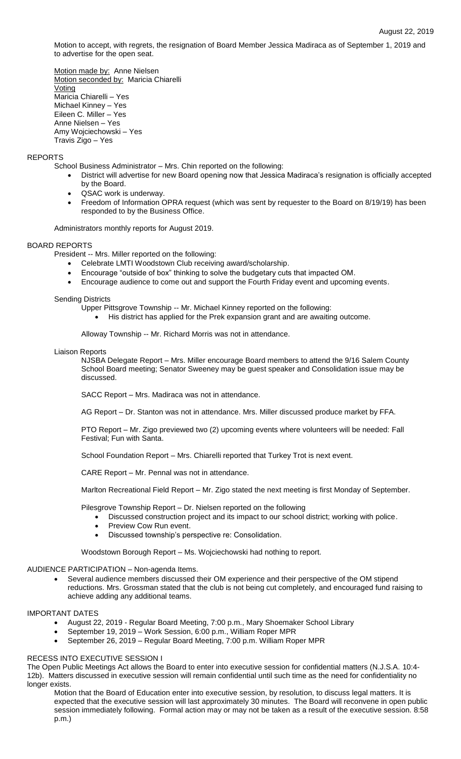Motion to accept, with regrets, the resignation of Board Member Jessica Madiraca as of September 1, 2019 and to advertise for the open seat.

Motion made by: Anne Nielsen
Motion seconded by: Maricia Chiarelli
Voting
Maricia Chiarelli – Yes
Michael Kinney – Yes
Eileen C. Miller – Yes
Anne Nielsen – Yes
Amy Wojciechowski – Yes
Travis Zigo – Yes

## REPORTS

School Business Administrator – Mrs. Chin reported on the following:

- District will advertise for new Board opening now that Jessica Madiraca's resignation is officially accepted by the Board.
- QSAC work is underway.
- Freedom of Information OPRA request (which was sent by requester to the Board on 8/19/19) has been responded to by the Business Office.

Administrators monthly reports for August 2019.

## BOARD REPORTS

President -- Mrs. Miller reported on the following:

- Celebrate LMTI Woodstown Club receiving award/scholarship.
- Encourage "outside of box" thinking to solve the budgetary cuts that impacted OM.
- Encourage audience to come out and support the Fourth Friday event and upcoming events.

Sending Districts

Upper Pittsgrove Township -- Mr. Michael Kinney reported on the following:

- His district has applied for the Prek expansion grant and are awaiting outcome.

Alloway Township -- Mr. Richard Morris was not in attendance.

Liaison Reports

NJSBA Delegate Report – Mrs. Miller encourage Board members to attend the 9/16 Salem County School Board meeting; Senator Sweeney may be guest speaker and Consolidation issue may be discussed.

SACC Report – Mrs. Madiraca was not in attendance.

AG Report – Dr. Stanton was not in attendance. Mrs. Miller discussed produce market by FFA.

PTO Report – Mr. Zigo previewed two (2) upcoming events where volunteers will be needed: Fall Festival; Fun with Santa.

School Foundation Report – Mrs. Chiarelli reported that Turkey Trot is next event.

CARE Report – Mr. Pennal was not in attendance.

Marlton Recreational Field Report – Mr. Zigo stated the next meeting is first Monday of September.

Pilesgrove Township Report – Dr. Nielsen reported on the following

- Discussed construction project and its impact to our school district; working with police.
- Preview Cow Run event.
- Discussed township's perspective re: Consolidation.

Woodstown Borough Report – Ms. Wojciechowski had nothing to report.

## AUDIENCE PARTICIPATION – Non-agenda Items.

- Several audience members discussed their OM experience and their perspective of the OM stipend reductions. Mrs. Grossman stated that the club is not being cut completely, and encouraged fund raising to achieve adding any additional teams.

## IMPORTANT DATES

- August 22, 2019 - Regular Board Meeting, 7:00 p.m., Mary Shoemaker School Library
- September 19, 2019 – Work Session, 6:00 p.m., William Roper MPR
- September 26, 2019 – Regular Board Meeting, 7:00 p.m. William Roper MPR

## RECESS INTO EXECUTIVE SESSION I

The Open Public Meetings Act allows the Board to enter into executive session for confidential matters (N.J.S.A. 10:4-12b). Matters discussed in executive session will remain confidential until such time as the need for confidentiality no longer exists.

Motion that the Board of Education enter into executive session, by resolution, to discuss legal matters. It is expected that the executive session will last approximately 30 minutes. The Board will reconvene in open public session immediately following. Formal action may or may not be taken as a result of the executive session. 8:58 p.m.)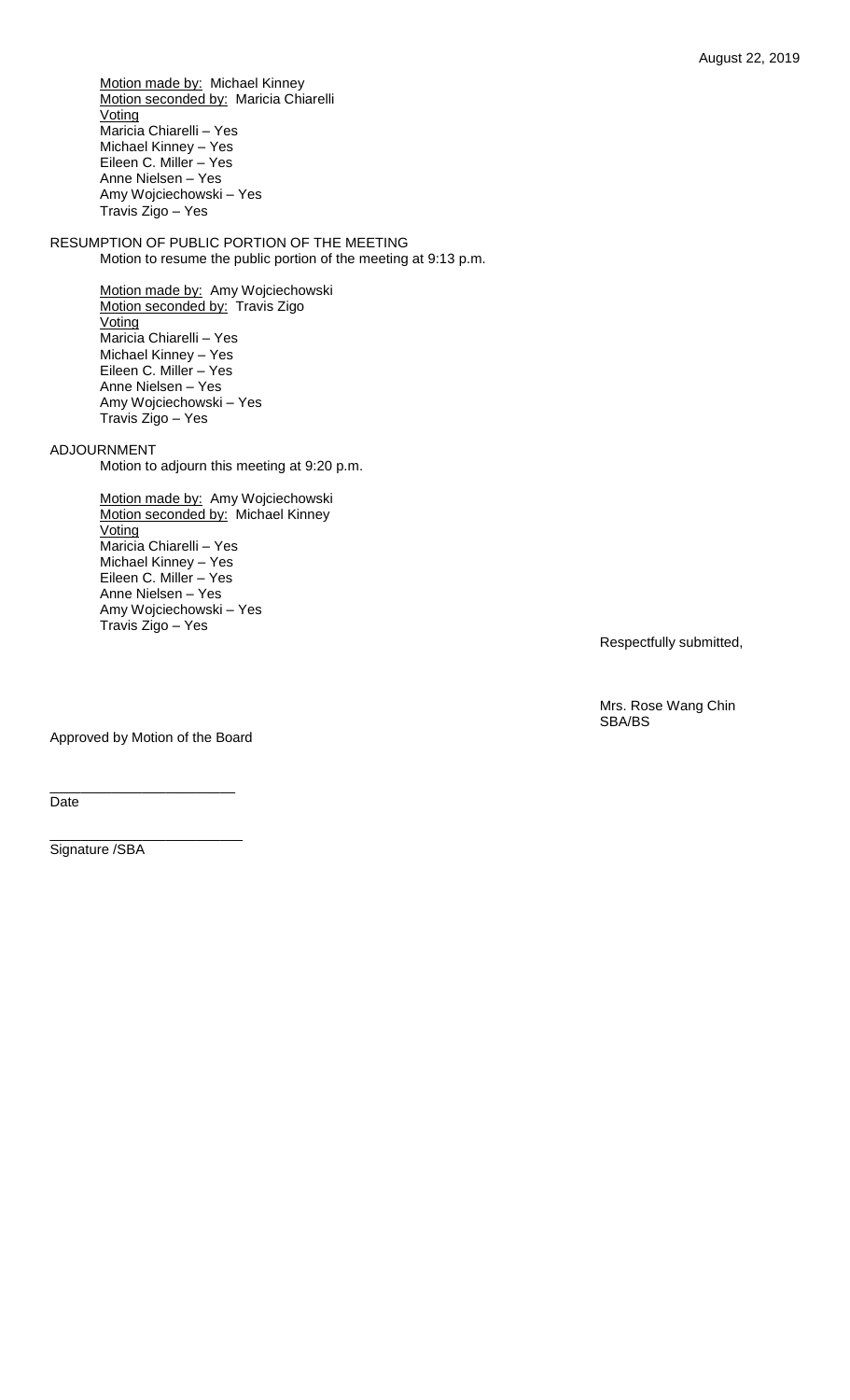Motion made by: Michael Kinney
Motion seconded by: Maricia Chiarelli
Voting
Maricia Chiarelli – Yes
Michael Kinney – Yes
Eileen C. Miller – Yes
Anne Nielsen – Yes
Amy Wojciechowski – Yes
Travis Zigo – Yes

RESUMPTION OF PUBLIC PORTION OF THE MEETING

Motion to resume the public portion of the meeting at 9:13 p.m.

Motion made by: Amy Wojciechowski
Motion seconded by: Travis Zigo
Voting
Maricia Chiarelli – Yes
Michael Kinney – Yes
Eileen C. Miller – Yes
Anne Nielsen – Yes
Amy Wojciechowski – Yes
Travis Zigo – Yes

ADJOURNMENT

Motion to adjourn this meeting at 9:20 p.m.

Motion made by: Amy Wojciechowski
Motion seconded by: Michael Kinney
Voting
Maricia Chiarelli – Yes
Michael Kinney – Yes
Eileen C. Miller – Yes
Anne Nielsen – Yes
Amy Wojciechowski – Yes
Travis Zigo – Yes

Respectfully submitted,

Mrs. Rose Wang Chin
SBA/BS

Approved by Motion of the Board

________________________
Date

________________________
Signature /SBA